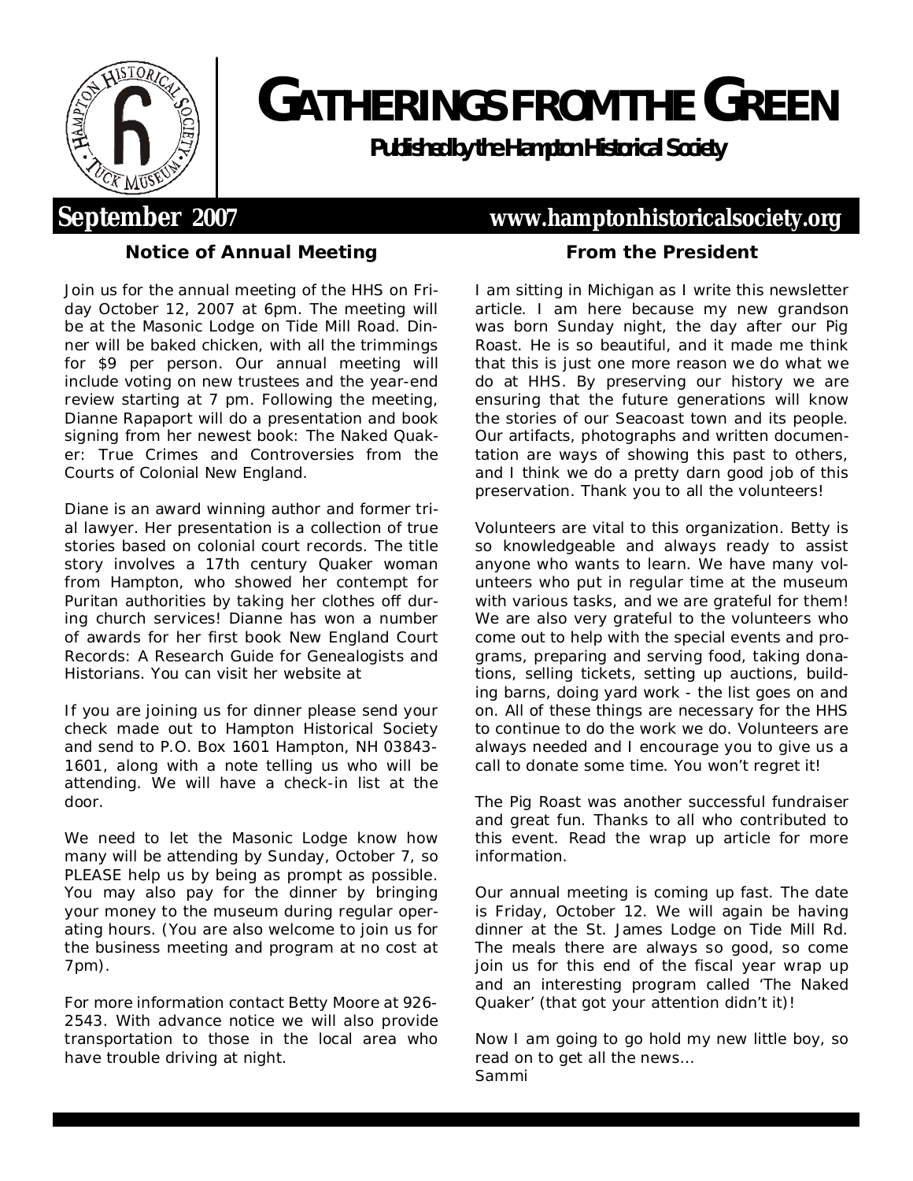# GATHERINGS FROM THE GREEN

**Published by the Hampton Historical Society**

**September 2007** **www.hamptonhistoricalsociety.org**

## Notice of Annual Meeting

Join us for the annual meeting of the HHS on Friday October 12, 2007 at 6pm. The meeting will be at the Masonic Lodge on Tide Mill Road. Dinner will be baked chicken, with all the trimmings for $9 per person. Our annual meeting will include voting on new trustees and the year-end review starting at 7 pm. Following the meeting, Dianne Rapaport will do a presentation and book signing from her newest book: The Naked Quaker: True Crimes and Controversies from the Courts of Colonial New England.

Diane is an award winning author and former trial lawyer. Her presentation is a collection of true stories based on colonial court records. The title story involves a 17th century Quaker woman from Hampton, who showed her contempt for Puritan authorities by taking her clothes off during church services! Dianne has won a number of awards for her first book New England Court Records: A Research Guide for Genealogists and Historians. You can visit her website at

If you are joining us for dinner please send your check made out to Hampton Historical Society and send to P.O. Box 1601 Hampton, NH 03843-1601, along with a note telling us who will be attending. We will have a check-in list at the door.

We need to let the Masonic Lodge know how many will be attending by Sunday, October 7, so PLEASE help us by being as prompt as possible. You may also pay for the dinner by bringing your money to the museum during regular operating hours. (You are also welcome to join us for the business meeting and program at no cost at 7pm).

For more information contact Betty Moore at 926-2543. With advance notice we will also provide transportation to those in the local area who have trouble driving at night.

## From the President

I am sitting in Michigan as I write this newsletter article. I am here because my new grandson was born Sunday night, the day after our Pig Roast. He is so beautiful, and it made me think that this is just one more reason we do what we do at HHS. By preserving our history we are ensuring that the future generations will know the stories of our Seacoast town and its people. Our artifacts, photographs and written documentation are ways of showing this past to others, and I think we do a pretty darn good job of this preservation. Thank you to all the volunteers!

Volunteers are vital to this organization. Betty is so knowledgeable and always ready to assist anyone who wants to learn. We have many volunteers who put in regular time at the museum with various tasks, and we are grateful for them! We are also very grateful to the volunteers who come out to help with the special events and programs, preparing and serving food, taking donations, selling tickets, setting up auctions, building barns, doing yard work - the list goes on and on. All of these things are necessary for the HHS to continue to do the work we do. Volunteers are always needed and I encourage you to give us a call to donate some time. You won't regret it!

The Pig Roast was another successful fundraiser and great fun. Thanks to all who contributed to this event. Read the wrap up article for more information.

Our annual meeting is coming up fast. The date is Friday, October 12. We will again be having dinner at the St. James Lodge on Tide Mill Rd. The meals there are always so good, so come join us for this end of the fiscal year wrap up and an interesting program called 'The Naked Quaker' (that got your attention didn't it)!

Now I am going to go hold my new little boy, so read on to get all the news…
Sammi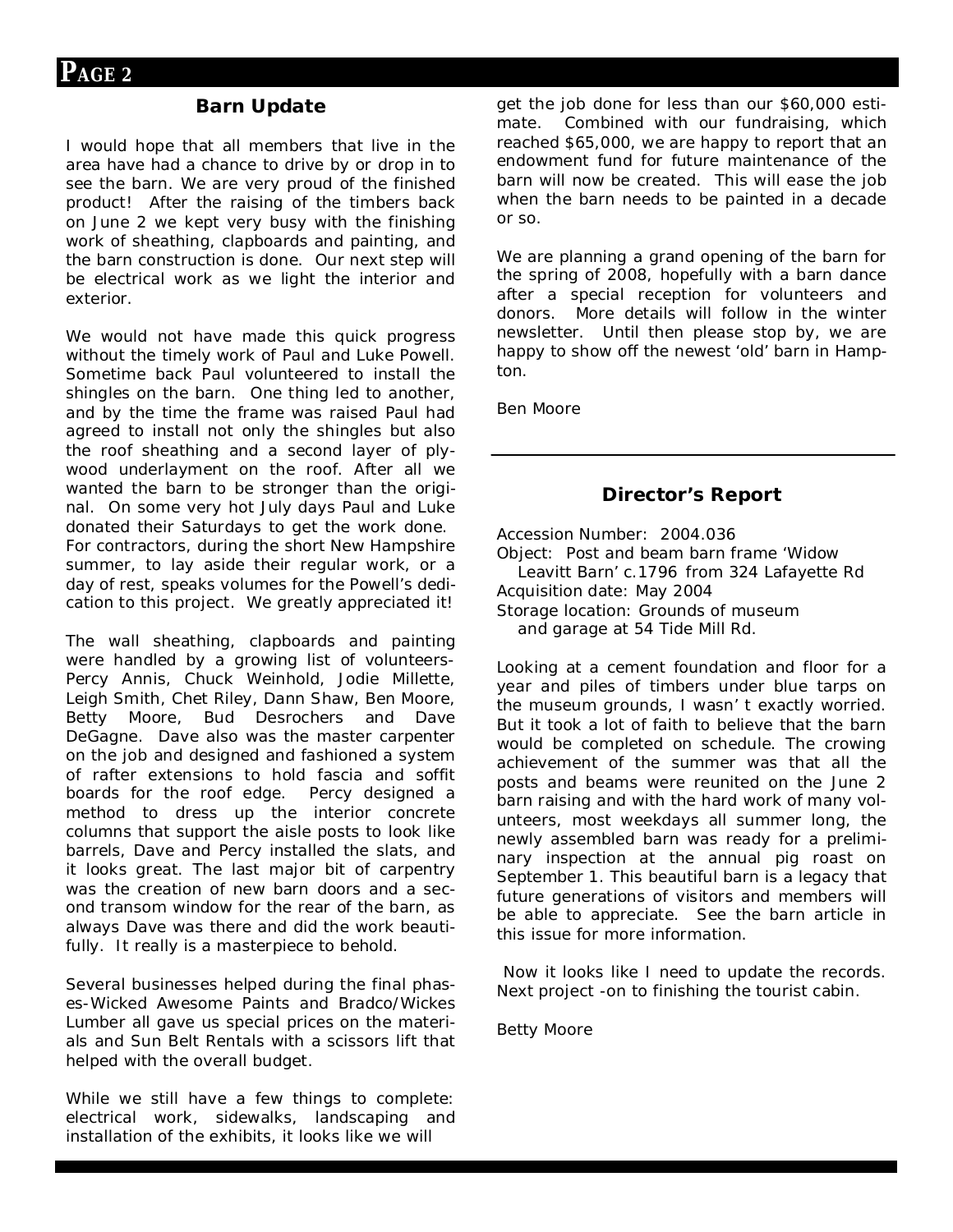## Barn Update

I would hope that all members that live in the area have had a chance to drive by or drop in to see the barn. We are very proud of the finished product! After the raising of the timbers back on June 2 we kept very busy with the finishing work of sheathing, clapboards and painting, and the barn construction is done. Our next step will be electrical work as we light the interior and exterior.

We would not have made this quick progress without the timely work of Paul and Luke Powell. Sometime back Paul volunteered to install the shingles on the barn. One thing led to another, and by the time the frame was raised Paul had agreed to install not only the shingles but also the roof sheathing and a second layer of plywood underlayment on the roof. After all we wanted the barn to be stronger than the original. On some very hot July days Paul and Luke donated their Saturdays to get the work done. For contractors, during the short New Hampshire summer, to lay aside their regular work, or a day of rest, speaks volumes for the Powell's dedication to this project. We greatly appreciated it!

The wall sheathing, clapboards and painting were handled by a growing list of volunteers- Percy Annis, Chuck Weinhold, Jodie Millette, Leigh Smith, Chet Riley, Dann Shaw, Ben Moore, Betty Moore, Bud Desrochers and Dave DeGagne. Dave also was the master carpenter on the job and designed and fashioned a system of rafter extensions to hold fascia and soffit boards for the roof edge. Percy designed a method to dress up the interior concrete columns that support the aisle posts to look like barrels, Dave and Percy installed the slats, and it looks great. The last major bit of carpentry was the creation of new barn doors and a second transom window for the rear of the barn, as always Dave was there and did the work beautifully. It really is a masterpiece to behold.

Several businesses helped during the final phases-Wicked Awesome Paints and Bradco/Wickes Lumber all gave us special prices on the materials and Sun Belt Rentals with a scissors lift that helped with the overall budget.

While we still have a few things to complete: electrical work, sidewalks, landscaping and installation of the exhibits, it looks like we will get the job done for less than our $60,000 estimate. Combined with our fundraising, which reached $65,000, we are happy to report that an endowment fund for future maintenance of the barn will now be created. This will ease the job when the barn needs to be painted in a decade or so.

We are planning a grand opening of the barn for the spring of 2008, hopefully with a barn dance after a special reception for volunteers and donors. More details will follow in the winter newsletter. Until then please stop by, we are happy to show off the newest 'old' barn in Hampton.

Ben Moore

---

## Director's Report

Accession Number: 2004.036
Object: Post and beam barn frame 'Widow Leavitt Barn' c.1796 from 324 Lafayette Rd
Acquisition date: May 2004
Storage location: Grounds of museum and garage at 54 Tide Mill Rd.

Looking at a cement foundation and floor for a year and piles of timbers under blue tarps on the museum grounds, I wasn' t exactly worried. But it took a lot of faith to believe that the barn would be completed on schedule. The crowing achievement of the summer was that all the posts and beams were reunited on the June 2 barn raising and with the hard work of many volunteers, most weekdays all summer long, the newly assembled barn was ready for a preliminary inspection at the annual pig roast on September 1. This beautiful barn is a legacy that future generations of visitors and members will be able to appreciate. See the barn article in this issue for more information.

Now it looks like I need to update the records. Next project -on to finishing the tourist cabin.

Betty Moore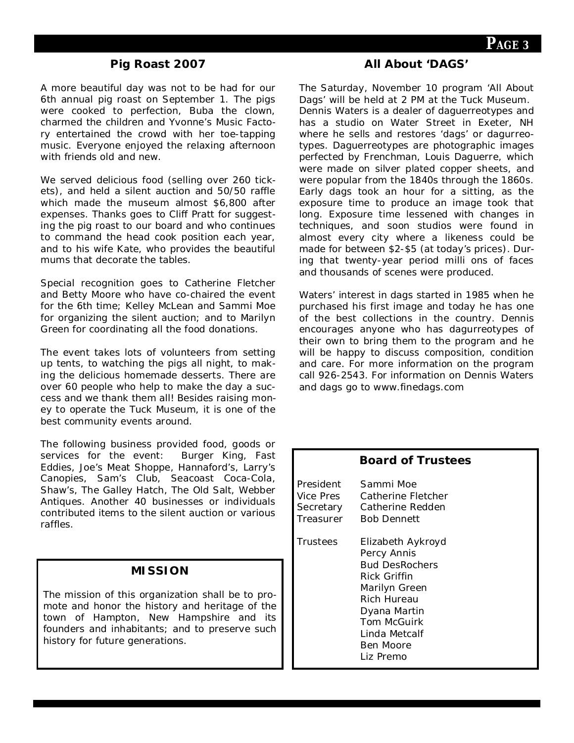## Pig Roast 2007

A more beautiful day was not to be had for our 6th annual pig roast on September 1. The pigs were cooked to perfection, Buba the clown, charmed the children and Yvonne's Music Factory entertained the crowd with her toe-tapping music. Everyone enjoyed the relaxing afternoon with friends old and new.

We served delicious food (selling over 260 tickets), and held a silent auction and 50/50 raffle which made the museum almost $6,800 after expenses. Thanks goes to Cliff Pratt for suggesting the pig roast to our board and who continues to command the head cook position each year, and to his wife Kate, who provides the beautiful mums that decorate the tables.

Special recognition goes to Catherine Fletcher and Betty Moore who have co-chaired the event for the 6th time; Kelley McLean and Sammi Moe for organizing the silent auction; and to Marilyn Green for coordinating all the food donations.

The event takes lots of volunteers from setting up tents, to watching the pigs all night, to making the delicious homemade desserts. There are over 60 people who help to make the day a success and we thank them all! Besides raising money to operate the Tuck Museum, it is one of the best community events around.

The following business provided food, goods or services for the event: Burger King, Fast Eddies, Joe's Meat Shoppe, Hannaford's, Larry's Canopies, Sam's Club, Seacoast Coca-Cola, Shaw's, The Galley Hatch, The Old Salt, Webber Antiques. Another 40 businesses or individuals contributed items to the silent auction or various raffles.

### MISSION

The mission of this organization shall be to promote and honor the history and heritage of the town of Hampton, New Hampshire and its founders and inhabitants; and to preserve such history for future generations.

## All About 'DAGS'

The Saturday, November 10 program 'All About Dags' will be held at 2 PM at the Tuck Museum. Dennis Waters is a dealer of daguerreotypes and has a studio on Water Street in Exeter, NH where he sells and restores 'dags' or dagurreotypes. Daguerreotypes are photographic images perfected by Frenchman, Louis Daguerre, which were made on silver plated copper sheets, and were popular from the 1840s through the 1860s. Early dags took an hour for a sitting, as the exposure time to produce an image took that long. Exposure time lessened with changes in techniques, and soon studios were found in almost every city where a likeness could be made for between $2-$5 (at today's prices). During that twenty-year period milli ons of faces and thousands of scenes were produced.

Waters' interest in dags started in 1985 when he purchased his first image and today he has one of the best collections in the country. Dennis encourages anyone who has dagurreotypes of their own to bring them to the program and he will be happy to discuss composition, condition and care. For more information on the program call 926-2543. For information on Dennis Waters and dags go to www.finedags.com

### Board of Trustees

| | |
|---|---|
| President | Sammi Moe |
| Vice Pres | Catherine Fletcher |
| Secretary | Catherine Redden |
| Treasurer | Bob Dennett |
| Trustees | Elizabeth Aykroyd |
| | Percy Annis |
| | Bud DesRochers |
| | Rick Griffin |
| | Marilyn Green |
| | Rich Hureau |
| | Dyana Martin |
| | Tom McGuirk |
| | Linda Metcalf |
| | Ben Moore |
| | Liz Premo |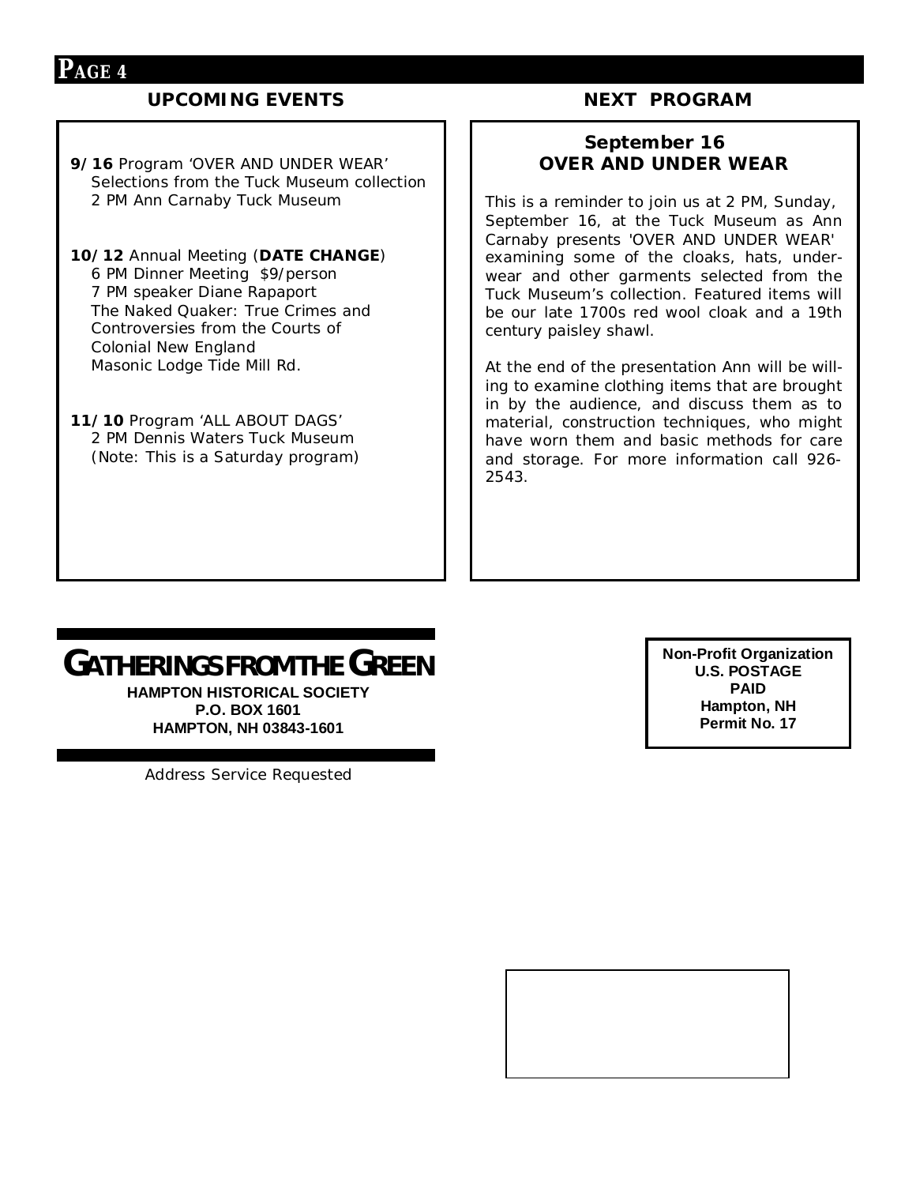## UPCOMING EVENTS

**9/16** Program 'OVER AND UNDER WEAR'
Selections from the Tuck Museum collection
2 PM Ann Carnaby Tuck Museum

**10/12** Annual Meeting (**DATE CHANGE**)
6 PM Dinner Meeting $9/person
7 PM speaker Diane Rapaport
The Naked Quaker: True Crimes and Controversies from the Courts of Colonial New England
Masonic Lodge Tide Mill Rd.

**11/10** Program 'ALL ABOUT DAGS'
2 PM Dennis Waters Tuck Museum
(Note: This is a Saturday program)

## NEXT PROGRAM

### September 16
### OVER AND UNDER WEAR

This is a reminder to join us at 2 PM, Sunday, September 16, at the Tuck Museum as Ann Carnaby presents 'OVER AND UNDER WEAR' examining some of the cloaks, hats, underwear and other garments selected from the Tuck Museum's collection. Featured items will be our late 1700s red wool cloak and a 19th century paisley shawl.

At the end of the presentation Ann will be willing to examine clothing items that are brought in by the audience, and discuss them as to material, construction techniques, who might have worn them and basic methods for care and storage. For more information call 926-2543.

# GATHERINGS FROM THE GREEN

**HAMPTON HISTORICAL SOCIETY**
**P.O. BOX 1601**
**HAMPTON, NH 03843-1601**

Address Service Requested

**Non-Profit Organization**
**U.S. POSTAGE**
**PAID**
**Hampton, NH**
**Permit No. 17**